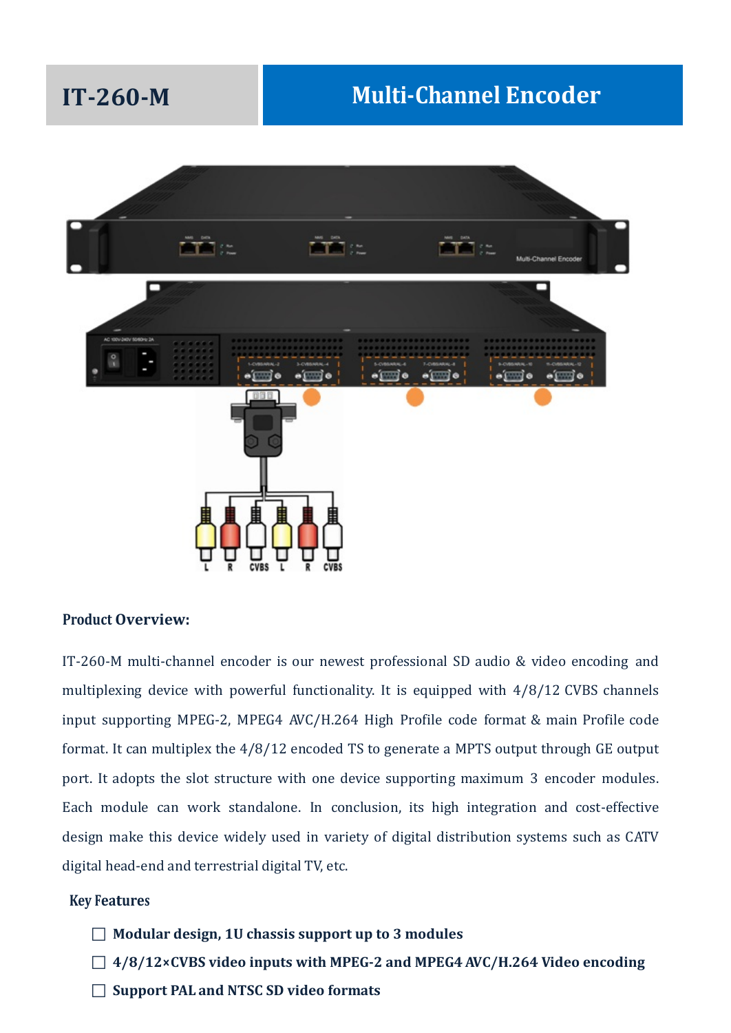# IT-260-M

# Multi-Channel Encoder

**Product Overview:**

IT-260-M multi-channel encoder is our newest professional SD audio & video encoding and multiplexing device with powerful functionality. It is equipped with 4/8/12 CVBS channels input supporting MPEG-2, MPEG4 AVC/H.264 High Profile code format & main Profile code format. It can multiplex the 4/8/12 encoded TS to generate a MPTS output through GE output port. It adopts the slot structure with one device supporting maximum 3 encoder modules. Each module can work standalone. In conclusion, its high integration and cost-effective design make this device widely used in variety of digital distribution systems such as CATV digital head-end and terrestrial digital TV, etc.

**Key Features**

- ☐ **Modular design, 1U chassis support up to 3 modules**
- ☐ **4/8/12×CVBS video inputs with MPEG-2 and MPEG4 AVC/H.264 Video encoding**
- ☐ **Support PAL and NTSC SD video formats**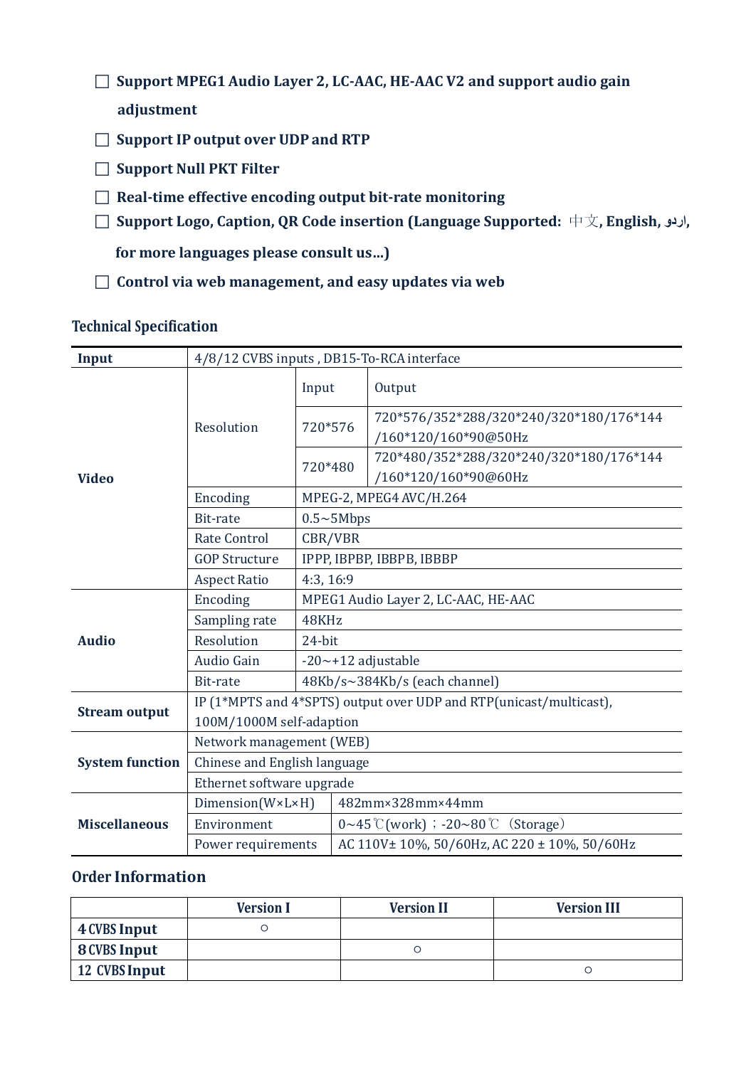- ☐ **Support MPEG1 Audio Layer 2, LC-AAC, HE-AAC V2 and support audio gain adjustment**
- ☐ **Support IP output over UDP and RTP**
- ☐ **Support Null PKT Filter**
- ☐ **Real-time effective encoding output bit-rate monitoring**
- ☐ **Support Logo, Caption, QR Code insertion (Language Supported: 中文, English, اردو, for more languages please consult us...)**
- ☐ **Control via web management, and easy updates via web**

## Technical Specification

| | | | |
|---|---|---|---|
| **Input** | 4/8/12 CVBS inputs , DB15-To-RCA interface | | |
| **Video** | Resolution | Input | Output |
| | | 720*576 | 720*576/352*288/320*240/320*180/176*144/160*120/160*90@50Hz |
| | | 720*480 | 720*480/352*288/320*240/320*180/176*144/160*120/160*90@60Hz |
| | Encoding | MPEG-2, MPEG4 AVC/H.264 | |
| | Bit-rate | 0.5~5Mbps | |
| | Rate Control | CBR/VBR | |
| | GOP Structure | IPPP, IBPBP, IBBPB, IBBBP | |
| | Aspect Ratio | 4:3, 16:9 | |
| **Audio** | Encoding | MPEG1 Audio Layer 2, LC-AAC, HE-AAC | |
| | Sampling rate | 48KHz | |
| | Resolution | 24-bit | |
| | Audio Gain | -20~+12 adjustable | |
| | Bit-rate | 48Kb/s~384Kb/s (each channel) | |
| **Stream output** | IP (1*MPTS and 4*SPTS) output over UDP and RTP(unicast/multicast), 100M/1000M self-adaption | | |
| **System function** | Network management (WEB) | | |
| | Chinese and English language | | |
| | Ethernet software upgrade | | |
| **Miscellaneous** | Dimension(W×L×H) | 482mm×328mm×44mm | |
| | Environment | 0~45℃(work)；-20~80℃（Storage） | |
| | Power requirements | AC 110V± 10%, 50/60Hz, AC 220 ± 10%, 50/60Hz | |

## Order Information

| | Version I | Version II | Version III |
|---|---|---|---|
| **4 CVBS Input** | ○ | | |
| **8 CVBS Input** | | ○ | |
| **12 CVBS Input** | | | ○ |